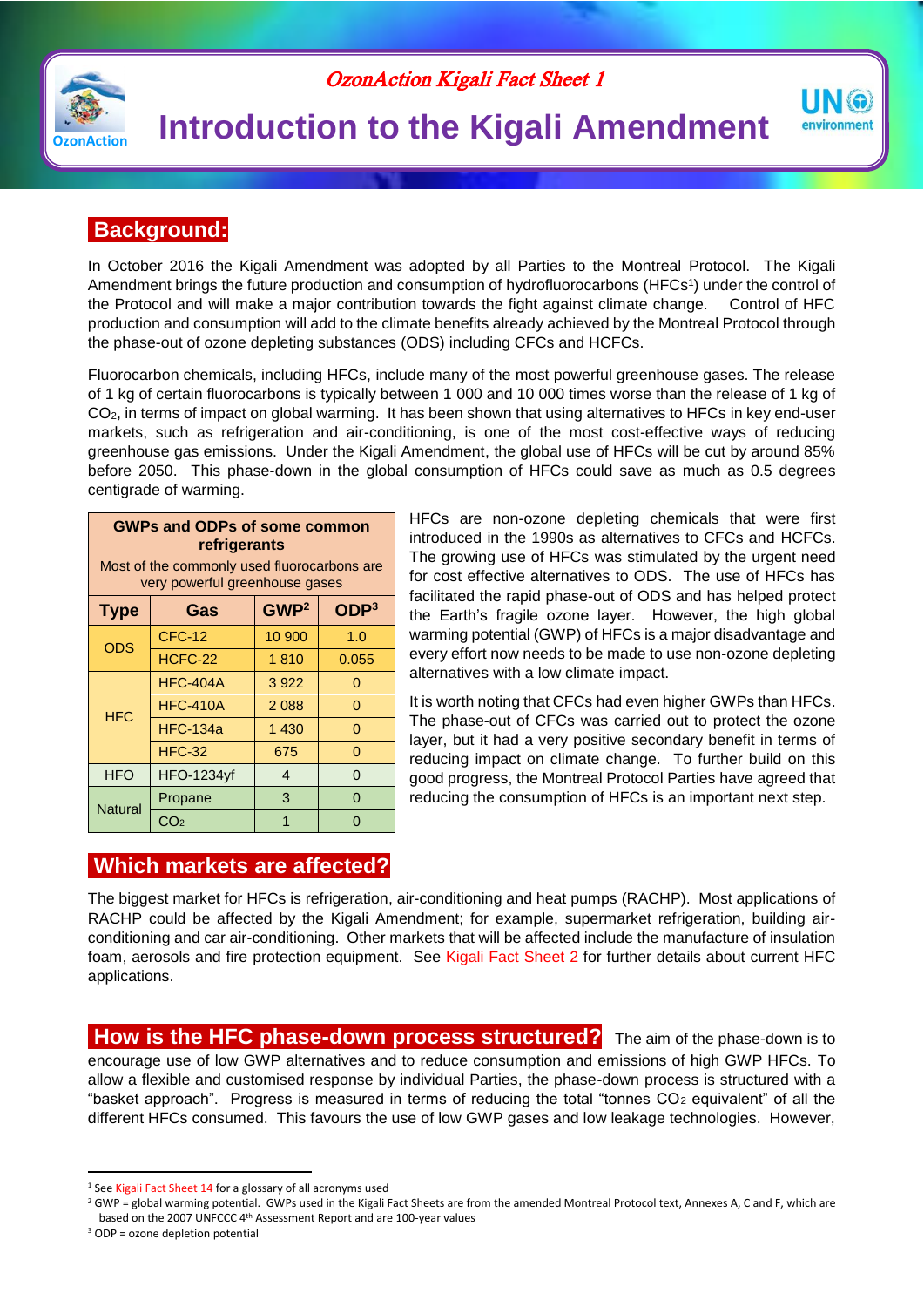*OzonAction Kigali Fact Sheet 1*

# Introduction to the Kigali Amendment

## Background:

In October 2016 the Kigali Amendment was adopted by all Parties to the Montreal Protocol. The Kigali Amendment brings the future production and consumption of hydrofluorocarbons (HFCs[1]) under the control of the Protocol and will make a major contribution towards the fight against climate change. Control of HFC production and consumption will add to the climate benefits already achieved by the Montreal Protocol through the phase-out of ozone depleting substances (ODS) including CFCs and HCFCs.

Fluorocarbon chemicals, including HFCs, include many of the most powerful greenhouse gases. The release of 1 kg of certain fluorocarbons is typically between 1 000 and 10 000 times worse than the release of 1 kg of $CO_2$, in terms of impact on global warming. It has been shown that using alternatives to HFCs in key end-user markets, such as refrigeration and air-conditioning, is one of the most cost-effective ways of reducing greenhouse gas emissions. Under the Kigali Amendment, the global use of HFCs will be cut by around 85% before 2050. This phase-down in the global consumption of HFCs could save as much as 0.5 degrees centigrade of warming.

**GWPs and ODPs of some common refrigerants**

Most of the commonly used fluorocarbons are very powerful greenhouse gases

| Type | Gas | GWP[2] | ODP[3] |
|---|---|---|---|
| ODS | CFC-12 | 10 900 | 1.0 |
| | HCFC-22 | 1 810 | 0.055 |
| HFC | HFC-404A | 3 922 | 0 |
| | HFC-410A | 2 088 | 0 |
| | HFC-134a | 1 430 | 0 |
| | HFC-32 | 675 | 0 |
| HFO | HFO-1234yf | 4 | 0 |
| Natural | Propane | 3 | 0 |
| | $CO_2$ | 1 | 0 |

HFCs are non-ozone depleting chemicals that were first introduced in the 1990s as alternatives to CFCs and HCFCs. The growing use of HFCs was stimulated by the urgent need for cost effective alternatives to ODS. The use of HFCs has facilitated the rapid phase-out of ODS and has helped protect the Earth's fragile ozone layer. However, the high global warming potential (GWP) of HFCs is a major disadvantage and every effort now needs to be made to use non-ozone depleting alternatives with a low climate impact.

It is worth noting that CFCs had even higher GWPs than HFCs. The phase-out of CFCs was carried out to protect the ozone layer, but it had a very positive secondary benefit in terms of reducing impact on climate change. To further build on this good progress, the Montreal Protocol Parties have agreed that reducing the consumption of HFCs is an important next step.

## Which markets are affected?

The biggest market for HFCs is refrigeration, air-conditioning and heat pumps (RACHP). Most applications of RACHP could be affected by the Kigali Amendment; for example, supermarket refrigeration, building air-conditioning and car air-conditioning. Other markets that will be affected include the manufacture of insulation foam, aerosols and fire protection equipment. See Kigali Fact Sheet 2 for further details about current HFC applications.

## How is the HFC phase-down process structured?

The aim of the phase-down is to encourage use of low GWP alternatives and to reduce consumption and emissions of high GWP HFCs. To allow a flexible and customised response by individual Parties, the phase-down process is structured with a "basket approach". Progress is measured in terms of reducing the total "tonnes $CO_2$ equivalent" of all the different HFCs consumed. This favours the use of low GWP gases and low leakage technologies. However,

---

[1] See Kigali Fact Sheet 14 for a glossary of all acronyms used

[2] GWP = global warming potential. GWPs used in the Kigali Fact Sheets are from the amended Montreal Protocol text, Annexes A, C and F, which are based on the 2007 UNFCCC 4th Assessment Report and are 100-year values

[3] ODP = ozone depletion potential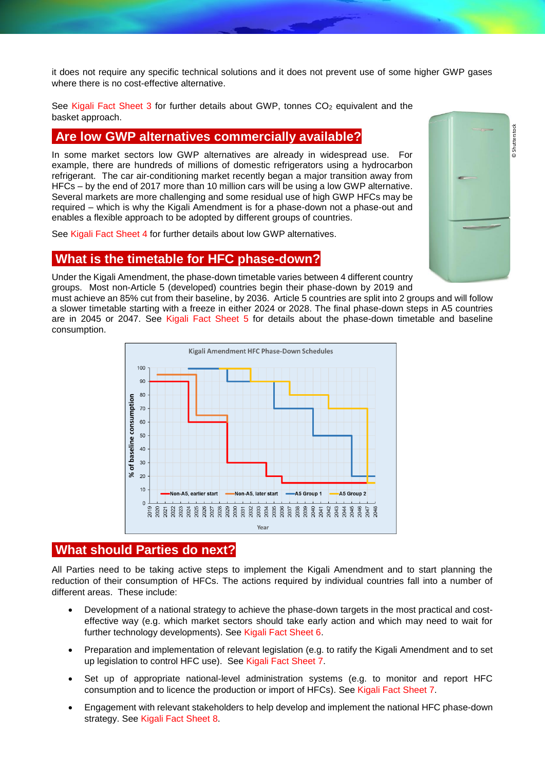it does not require any specific technical solutions and it does not prevent use of some higher GWP gases where there is no cost-effective alternative.

See Kigali Fact Sheet 3 for further details about GWP, tonnes $CO_2$ equivalent and the basket approach.

## Are low GWP alternatives commercially available?

In some market sectors low GWP alternatives are already in widespread use. For example, there are hundreds of millions of domestic refrigerators using a hydrocarbon refrigerant. The car air-conditioning market recently began a major transition away from HFCs – by the end of 2017 more than 10 million cars will be using a low GWP alternative. Several markets are more challenging and some residual use of high GWP HFCs may be required – which is why the Kigali Amendment is for a phase-down not a phase-out and enables a flexible approach to be adopted by different groups of countries.

See Kigali Fact Sheet 4 for further details about low GWP alternatives.

## What is the timetable for HFC phase-down?

Under the Kigali Amendment, the phase-down timetable varies between 4 different country groups. Most non-Article 5 (developed) countries begin their phase-down by 2019 and must achieve an 85% cut from their baseline, by 2036. Article 5 countries are split into 2 groups and will follow a slower timetable starting with a freeze in either 2024 or 2028. The final phase-down steps in A5 countries are in 2045 or 2047. See Kigali Fact Sheet 5 for details about the phase-down timetable and baseline consumption.

## What should Parties do next?

All Parties need to be taking active steps to implement the Kigali Amendment and to start planning the reduction of their consumption of HFCs. The actions required by individual countries fall into a number of different areas. These include:

- Development of a national strategy to achieve the phase-down targets in the most practical and cost-effective way (e.g. which market sectors should take early action and which may need to wait for further technology developments). See Kigali Fact Sheet 6.
- Preparation and implementation of relevant legislation (e.g. to ratify the Kigali Amendment and to set up legislation to control HFC use). See Kigali Fact Sheet 7.
- Set up of appropriate national-level administration systems (e.g. to monitor and report HFC consumption and to licence the production or import of HFCs). See Kigali Fact Sheet 7.
- Engagement with relevant stakeholders to help develop and implement the national HFC phase-down strategy. See Kigali Fact Sheet 8.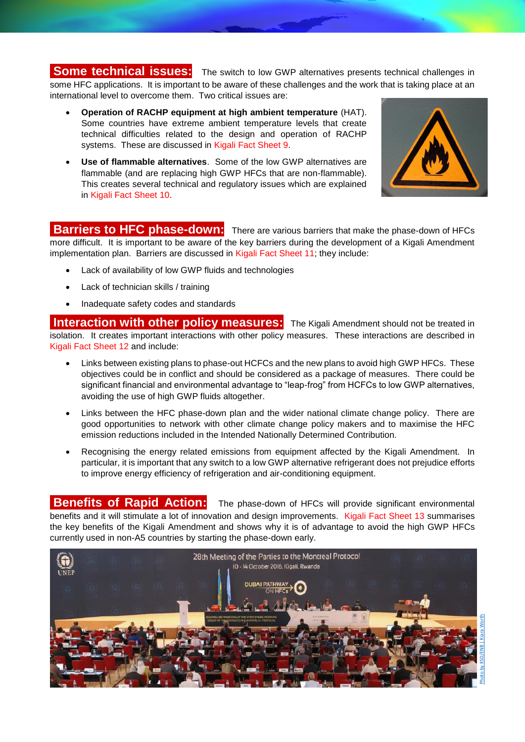**Some technical issues:** The switch to low GWP alternatives presents technical challenges in some HFC applications. It is important to be aware of these challenges and the work that is taking place at an international level to overcome them. Two critical issues are:

- **Operation of RACHP equipment at high ambient temperature** (HAT). Some countries have extreme ambient temperature levels that create technical difficulties related to the design and operation of RACHP systems. These are discussed in Kigali Fact Sheet 9.
- **Use of flammable alternatives**. Some of the low GWP alternatives are flammable (and are replacing high GWP HFCs that are non-flammable). This creates several technical and regulatory issues which are explained in Kigali Fact Sheet 10.

**Barriers to HFC phase-down:** There are various barriers that make the phase-down of HFCs more difficult. It is important to be aware of the key barriers during the development of a Kigali Amendment implementation plan. Barriers are discussed in Kigali Fact Sheet 11; they include:

- Lack of availability of low GWP fluids and technologies
- Lack of technician skills / training
- Inadequate safety codes and standards

**Interaction with other policy measures:** The Kigali Amendment should not be treated in isolation. It creates important interactions with other policy measures. These interactions are described in Kigali Fact Sheet 12 and include:

- Links between existing plans to phase-out HCFCs and the new plans to avoid high GWP HFCs. These objectives could be in conflict and should be considered as a package of measures. There could be significant financial and environmental advantage to "leap-frog" from HCFCs to low GWP alternatives, avoiding the use of high GWP fluids altogether.
- Links between the HFC phase-down plan and the wider national climate change policy. There are good opportunities to network with other climate change policy makers and to maximise the HFC emission reductions included in the Intended Nationally Determined Contribution.
- Recognising the energy related emissions from equipment affected by the Kigali Amendment. In particular, it is important that any switch to a low GWP alternative refrigerant does not prejudice efforts to improve energy efficiency of refrigeration and air-conditioning equipment.

**Benefits of Rapid Action:** The phase-down of HFCs will provide significant environmental benefits and it will stimulate a lot of innovation and design improvements. Kigali Fact Sheet 13 summarises the key benefits of the Kigali Amendment and shows why it is of advantage to avoid the high GWP HFCs currently used in non-A5 countries by starting the phase-down early.

Photo by IISD/ENB | Kiara Worth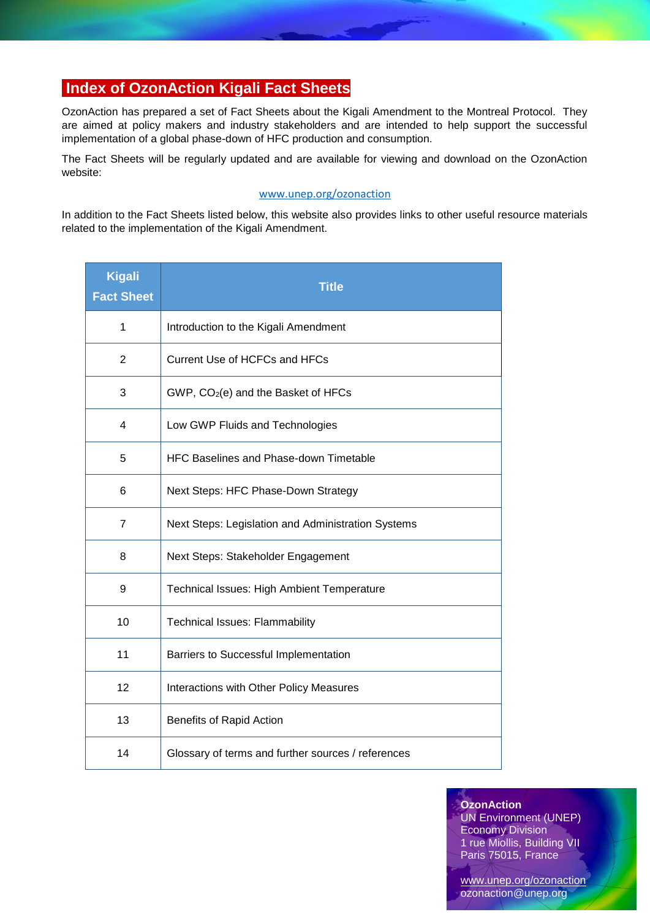# Index of OzonAction Kigali Fact Sheets

OzonAction has prepared a set of Fact Sheets about the Kigali Amendment to the Montreal Protocol. They are aimed at policy makers and industry stakeholders and are intended to help support the successful implementation of a global phase-down of HFC production and consumption.

The Fact Sheets will be regularly updated and are available for viewing and download on the OzonAction website:

www.unep.org/ozonaction

In addition to the Fact Sheets listed below, this website also provides links to other useful resource materials related to the implementation of the Kigali Amendment.

| Kigali Fact Sheet | Title |
|---|---|
| 1 | Introduction to the Kigali Amendment |
| 2 | Current Use of HCFCs and HFCs |
| 3 | GWP, $CO_2$(e) and the Basket of HFCs |
| 4 | Low GWP Fluids and Technologies |
| 5 | HFC Baselines and Phase-down Timetable |
| 6 | Next Steps: HFC Phase-Down Strategy |
| 7 | Next Steps: Legislation and Administration Systems |
| 8 | Next Steps: Stakeholder Engagement |
| 9 | Technical Issues: High Ambient Temperature |
| 10 | Technical Issues: Flammability |
| 11 | Barriers to Successful Implementation |
| 12 | Interactions with Other Policy Measures |
| 13 | Benefits of Rapid Action |
| 14 | Glossary of terms and further sources / references |

**OzonAction**
UN Environment (UNEP)
Economy Division
1 rue Miollis, Building VII
Paris 75015, France

www.unep.org/ozonaction
ozonaction@unep.org